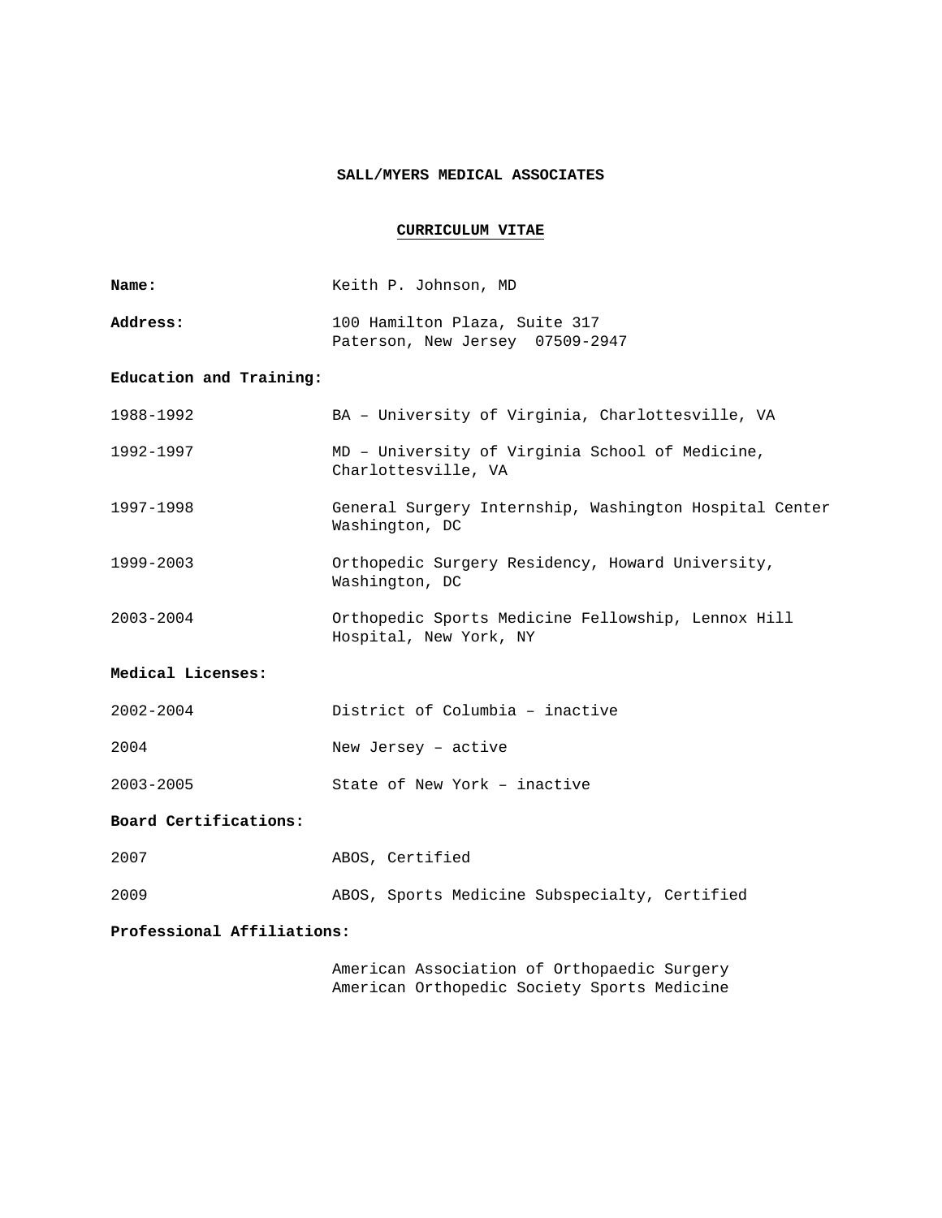**SALL/MYERS MEDICAL ASSOCIATES**

**CURRICULUM VITAE**

**Name:** Keith P. Johnson, MD

**Address:** 100 Hamilton Plaza, Suite 317
Paterson, New Jersey 07509-2947

**Education and Training:**

| | |
|---|---|
| 1988-1992 | BA – University of Virginia, Charlottesville, VA |
| 1992-1997 | MD – University of Virginia School of Medicine, Charlottesville, VA |
| 1997-1998 | General Surgery Internship, Washington Hospital Center Washington, DC |
| 1999-2003 | Orthopedic Surgery Residency, Howard University, Washington, DC |
| 2003-2004 | Orthopedic Sports Medicine Fellowship, Lennox Hill Hospital, New York, NY |

**Medical Licenses:**

| | |
|---|---|
| 2002-2004 | District of Columbia – inactive |
| 2004 | New Jersey – active |
| 2003-2005 | State of New York – inactive |

**Board Certifications:**

| | |
|---|---|
| 2007 | ABOS, Certified |
| 2009 | ABOS, Sports Medicine Subspecialty, Certified |

**Professional Affiliations:**

American Association of Orthopaedic Surgery
American Orthopedic Society Sports Medicine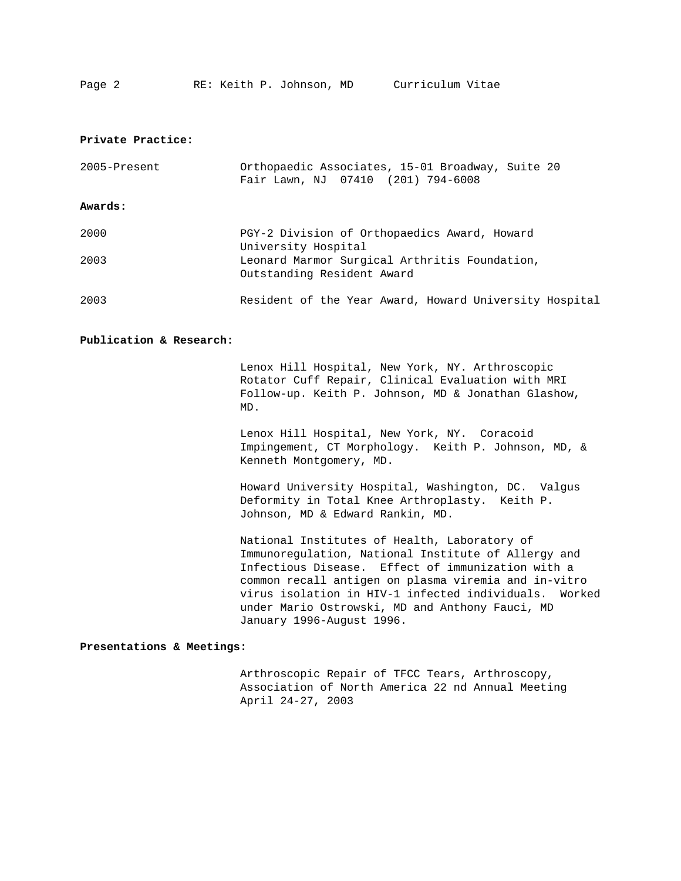**Private Practice:**

2005-Present — Orthopaedic Associates, 15-01 Broadway, Suite 20
Fair Lawn, NJ 07410 (201) 794-6008

**Awards:**

2000 — PGY-2 Division of Orthopaedics Award, Howard University Hospital

2003 — Leonard Marmor Surgical Arthritis Foundation, Outstanding Resident Award

2003 — Resident of the Year Award, Howard University Hospital

**Publication & Research:**

Lenox Hill Hospital, New York, NY. Arthroscopic Rotator Cuff Repair, Clinical Evaluation with MRI Follow-up. Keith P. Johnson, MD & Jonathan Glashow, MD.

Lenox Hill Hospital, New York, NY. Coracoid Impingement, CT Morphology. Keith P. Johnson, MD, & Kenneth Montgomery, MD.

Howard University Hospital, Washington, DC. Valgus Deformity in Total Knee Arthroplasty. Keith P. Johnson, MD & Edward Rankin, MD.

National Institutes of Health, Laboratory of Immunoregulation, National Institute of Allergy and Infectious Disease. Effect of immunization with a common recall antigen on plasma viremia and in-vitro virus isolation in HIV-1 infected individuals. Worked under Mario Ostrowski, MD and Anthony Fauci, MD January 1996-August 1996.

**Presentations & Meetings:**

Arthroscopic Repair of TFCC Tears, Arthroscopy, Association of North America 22 nd Annual Meeting April 24-27, 2003